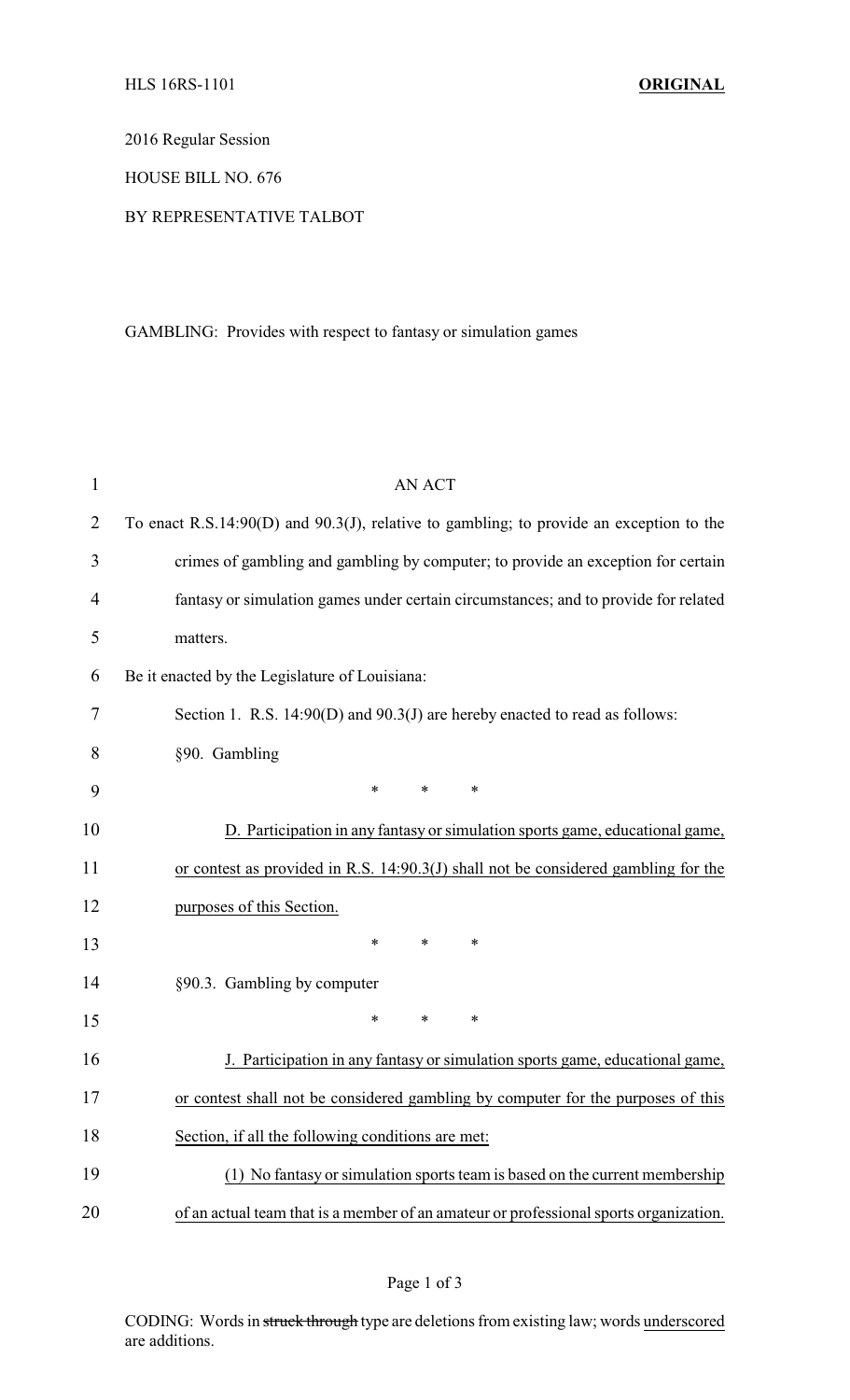HLS 16RS-1101 **ORIGINAL**

2016 Regular Session

HOUSE BILL NO. 676

BY REPRESENTATIVE TALBOT

GAMBLING: Provides with respect to fantasy or simulation games

AN ACT

To enact R.S.14:90(D) and 90.3(J), relative to gambling; to provide an exception to the crimes of gambling and gambling by computer; to provide an exception for certain fantasy or simulation games under certain circumstances; and to provide for related matters.

Be it enacted by the Legislature of Louisiana:

Section 1. R.S. 14:90(D) and 90.3(J) are hereby enacted to read as follows:

§90. Gambling

\* \* \*

<u>D. Participation in any fantasy or simulation sports game, educational game, or contest as provided in R.S. 14:90.3(J) shall not be considered gambling for the purposes of this Section.</u>

\* \* \*

§90.3. Gambling by computer

\* \* \*

<u>J. Participation in any fantasy or simulation sports game, educational game, or contest shall not be considered gambling by computer for the purposes of this Section, if all the following conditions are met:</u>

<u>(1) No fantasy or simulation sports team is based on the current membership of an actual team that is a member of an amateur or professional sports organization.</u>

CODING: Words in ~~struck through~~ type are deletions from existing law; words <u>underscored</u> are additions.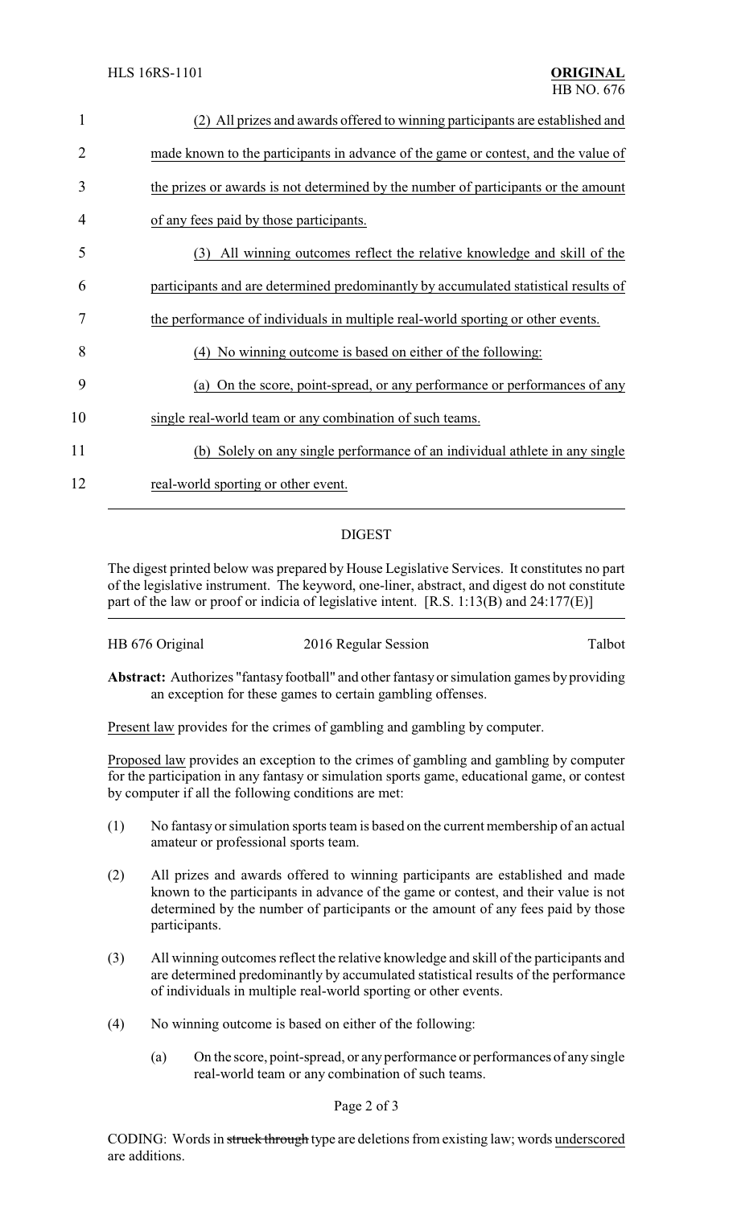(2) All prizes and awards offered to winning participants are established and made known to the participants in advance of the game or contest, and the value of the prizes or awards is not determined by the number of participants or the amount of any fees paid by those participants.

(3) All winning outcomes reflect the relative knowledge and skill of the participants and are determined predominantly by accumulated statistical results of the performance of individuals in multiple real-world sporting or other events.

(4) No winning outcome is based on either of the following:

(a) On the score, point-spread, or any performance or performances of any single real-world team or any combination of such teams.

(b) Solely on any single performance of an individual athlete in any single real-world sporting or other event.

---

## DIGEST

The digest printed below was prepared by House Legislative Services. It constitutes no part of the legislative instrument. The keyword, one-liner, abstract, and digest do not constitute part of the law or proof or indicia of legislative intent. [R.S. 1:13(B) and 24:177(E)]

---

HB 676 Original — 2016 Regular Session — Talbot

**Abstract:** Authorizes "fantasy football" and other fantasy or simulation games by providing an exception for these games to certain gambling offenses.

Present law provides for the crimes of gambling and gambling by computer.

Proposed law provides an exception to the crimes of gambling and gambling by computer for the participation in any fantasy or simulation sports game, educational game, or contest by computer if all the following conditions are met:

(1) No fantasy or simulation sports team is based on the current membership of an actual amateur or professional sports team.

(2) All prizes and awards offered to winning participants are established and made known to the participants in advance of the game or contest, and their value is not determined by the number of participants or the amount of any fees paid by those participants.

(3) All winning outcomes reflect the relative knowledge and skill of the participants and are determined predominantly by accumulated statistical results of the performance of individuals in multiple real-world sporting or other events.

(4) No winning outcome is based on either of the following:

(a) On the score, point-spread, or any performance or performances of any single real-world team or any combination of such teams.

CODING: Words in ~~struck through~~ type are deletions from existing law; words underscored are additions.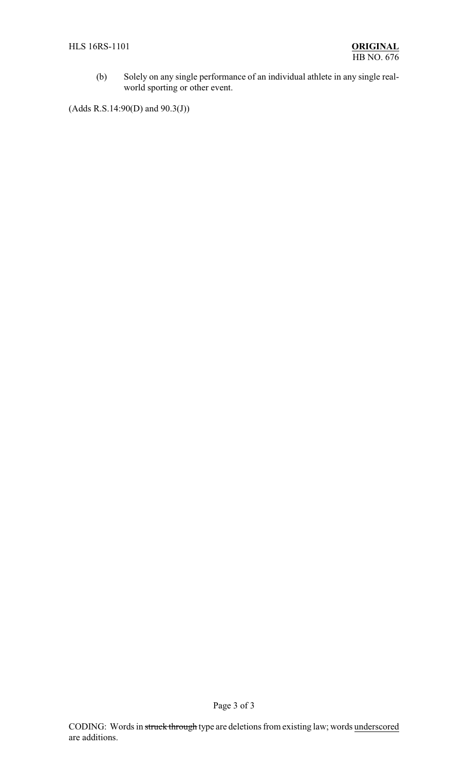(b) Solely on any single performance of an individual athlete in any single real-world sporting or other event.

(Adds R.S.14:90(D) and 90.3(J))

CODING: Words in ~~struck through~~ type are deletions from existing law; words underscored are additions.